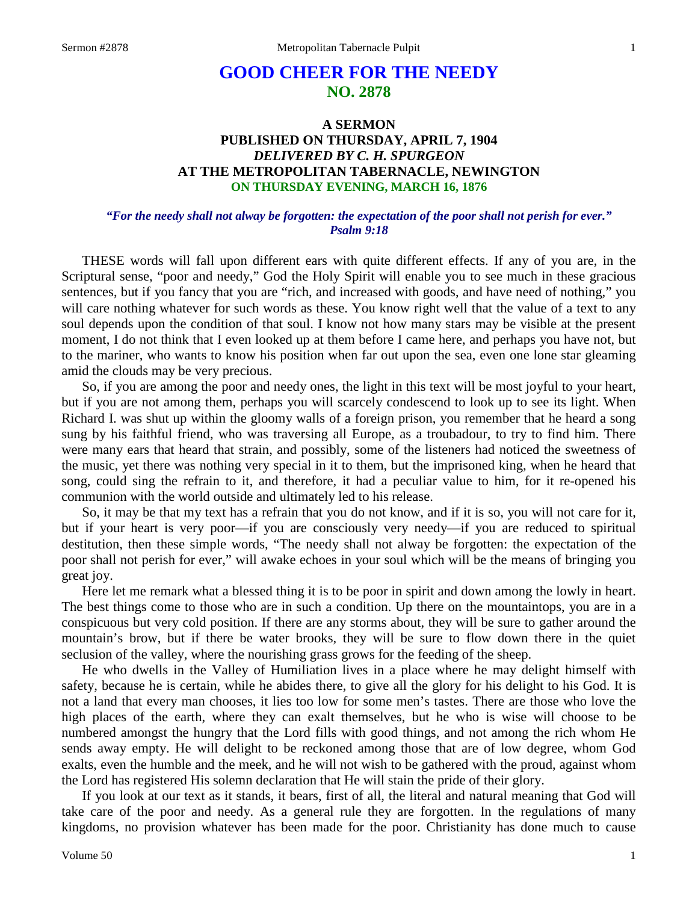# GOOD CHEER FOR THE NEEDY
## NO. 2878

### A SERMON
### PUBLISHED ON THURSDAY, APRIL 7, 1904
### *DELIVERED BY C. H. SPURGEON*
### AT THE METROPOLITAN TABERNACLE, NEWINGTON
### ON THURSDAY EVENING, MARCH 16, 1876

***"For the needy shall not alway be forgotten: the expectation of the poor shall not perish for ever." Psalm 9:18***

THESE words will fall upon different ears with quite different effects. If any of you are, in the Scriptural sense, "poor and needy," God the Holy Spirit will enable you to see much in these gracious sentences, but if you fancy that you are "rich, and increased with goods, and have need of nothing," you will care nothing whatever for such words as these. You know right well that the value of a text to any soul depends upon the condition of that soul. I know not how many stars may be visible at the present moment, I do not think that I even looked up at them before I came here, and perhaps you have not, but to the mariner, who wants to know his position when far out upon the sea, even one lone star gleaming amid the clouds may be very precious.

So, if you are among the poor and needy ones, the light in this text will be most joyful to your heart, but if you are not among them, perhaps you will scarcely condescend to look up to see its light. When Richard I. was shut up within the gloomy walls of a foreign prison, you remember that he heard a song sung by his faithful friend, who was traversing all Europe, as a troubadour, to try to find him. There were many ears that heard that strain, and possibly, some of the listeners had noticed the sweetness of the music, yet there was nothing very special in it to them, but the imprisoned king, when he heard that song, could sing the refrain to it, and therefore, it had a peculiar value to him, for it re-opened his communion with the world outside and ultimately led to his release.

So, it may be that my text has a refrain that you do not know, and if it is so, you will not care for it, but if your heart is very poor—if you are consciously very needy—if you are reduced to spiritual destitution, then these simple words, "The needy shall not alway be forgotten: the expectation of the poor shall not perish for ever," will awake echoes in your soul which will be the means of bringing you great joy.

Here let me remark what a blessed thing it is to be poor in spirit and down among the lowly in heart. The best things come to those who are in such a condition. Up there on the mountaintops, you are in a conspicuous but very cold position. If there are any storms about, they will be sure to gather around the mountain's brow, but if there be water brooks, they will be sure to flow down there in the quiet seclusion of the valley, where the nourishing grass grows for the feeding of the sheep.

He who dwells in the Valley of Humiliation lives in a place where he may delight himself with safety, because he is certain, while he abides there, to give all the glory for his delight to his God. It is not a land that every man chooses, it lies too low for some men's tastes. There are those who love the high places of the earth, where they can exalt themselves, but he who is wise will choose to be numbered amongst the hungry that the Lord fills with good things, and not among the rich whom He sends away empty. He will delight to be reckoned among those that are of low degree, whom God exalts, even the humble and the meek, and he will not wish to be gathered with the proud, against whom the Lord has registered His solemn declaration that He will stain the pride of their glory.

If you look at our text as it stands, it bears, first of all, the literal and natural meaning that God will take care of the poor and needy. As a general rule they are forgotten. In the regulations of many kingdoms, no provision whatever has been made for the poor. Christianity has done much to cause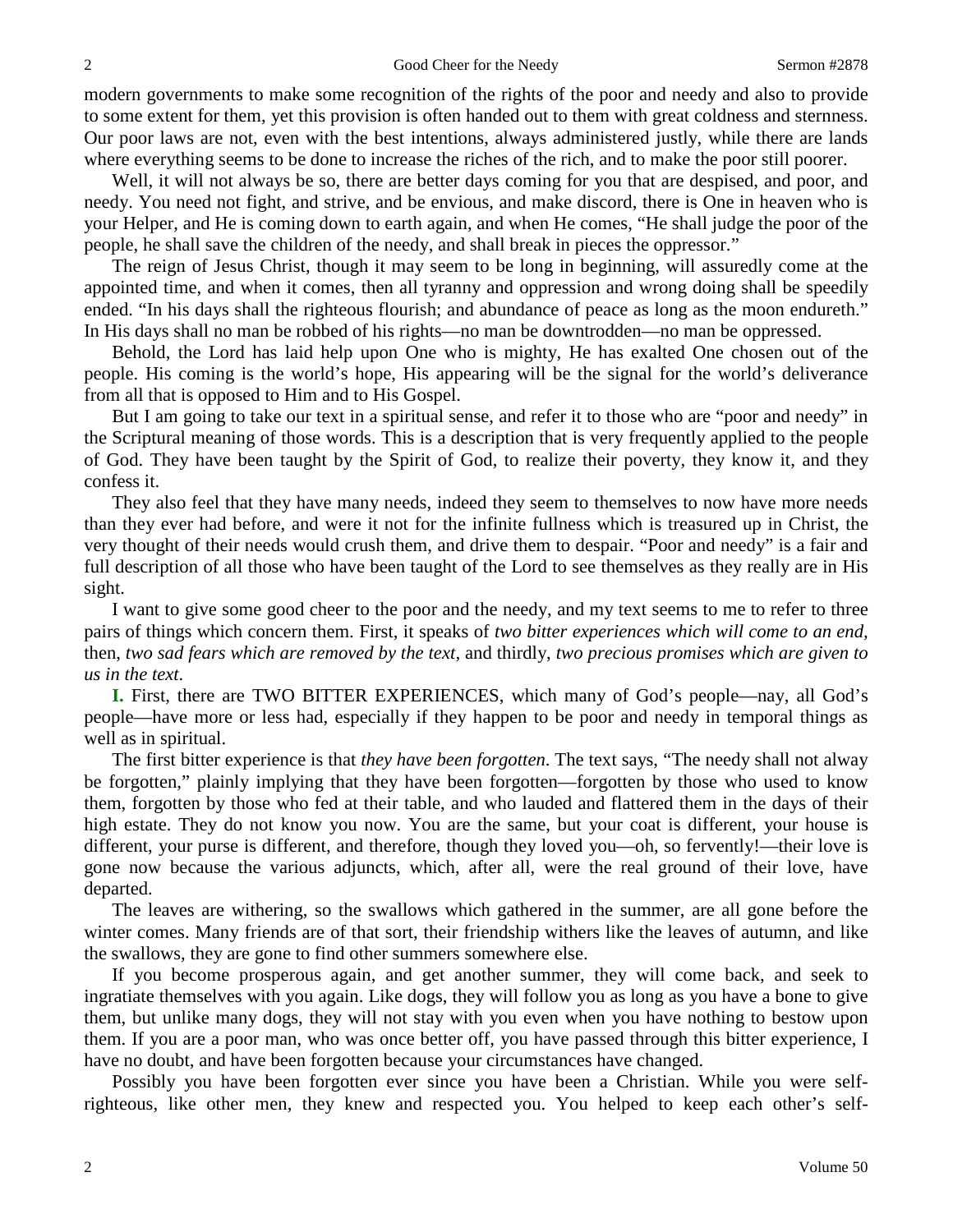modern governments to make some recognition of the rights of the poor and needy and also to provide to some extent for them, yet this provision is often handed out to them with great coldness and sternness. Our poor laws are not, even with the best intentions, always administered justly, while there are lands where everything seems to be done to increase the riches of the rich, and to make the poor still poorer.

Well, it will not always be so, there are better days coming for you that are despised, and poor, and needy. You need not fight, and strive, and be envious, and make discord, there is One in heaven who is your Helper, and He is coming down to earth again, and when He comes, "He shall judge the poor of the people, he shall save the children of the needy, and shall break in pieces the oppressor."

The reign of Jesus Christ, though it may seem to be long in beginning, will assuredly come at the appointed time, and when it comes, then all tyranny and oppression and wrong doing shall be speedily ended. "In his days shall the righteous flourish; and abundance of peace as long as the moon endureth." In His days shall no man be robbed of his rights—no man be downtrodden—no man be oppressed.

Behold, the Lord has laid help upon One who is mighty, He has exalted One chosen out of the people. His coming is the world's hope, His appearing will be the signal for the world's deliverance from all that is opposed to Him and to His Gospel.

But I am going to take our text in a spiritual sense, and refer it to those who are "poor and needy" in the Scriptural meaning of those words. This is a description that is very frequently applied to the people of God. They have been taught by the Spirit of God, to realize their poverty, they know it, and they confess it.

They also feel that they have many needs, indeed they seem to themselves to now have more needs than they ever had before, and were it not for the infinite fullness which is treasured up in Christ, the very thought of their needs would crush them, and drive them to despair. "Poor and needy" is a fair and full description of all those who have been taught of the Lord to see themselves as they really are in His sight.

I want to give some good cheer to the poor and the needy, and my text seems to me to refer to three pairs of things which concern them. First, it speaks of *two bitter experiences which will come to an end,* then, *two sad fears which are removed by the text,* and thirdly, *two precious promises which are given to us in the text*.

**I.** First, there are TWO BITTER EXPERIENCES, which many of God's people—nay, all God's people—have more or less had, especially if they happen to be poor and needy in temporal things as well as in spiritual.

The first bitter experience is that *they have been forgotten*. The text says, "The needy shall not alway be forgotten," plainly implying that they have been forgotten—forgotten by those who used to know them, forgotten by those who fed at their table, and who lauded and flattered them in the days of their high estate. They do not know you now. You are the same, but your coat is different, your house is different, your purse is different, and therefore, though they loved you—oh, so fervently!—their love is gone now because the various adjuncts, which, after all, were the real ground of their love, have departed.

The leaves are withering, so the swallows which gathered in the summer, are all gone before the winter comes. Many friends are of that sort, their friendship withers like the leaves of autumn, and like the swallows, they are gone to find other summers somewhere else.

If you become prosperous again, and get another summer, they will come back, and seek to ingratiate themselves with you again. Like dogs, they will follow you as long as you have a bone to give them, but unlike many dogs, they will not stay with you even when you have nothing to bestow upon them. If you are a poor man, who was once better off, you have passed through this bitter experience, I have no doubt, and have been forgotten because your circumstances have changed.

Possibly you have been forgotten ever since you have been a Christian. While you were self-righteous, like other men, they knew and respected you. You helped to keep each other's self-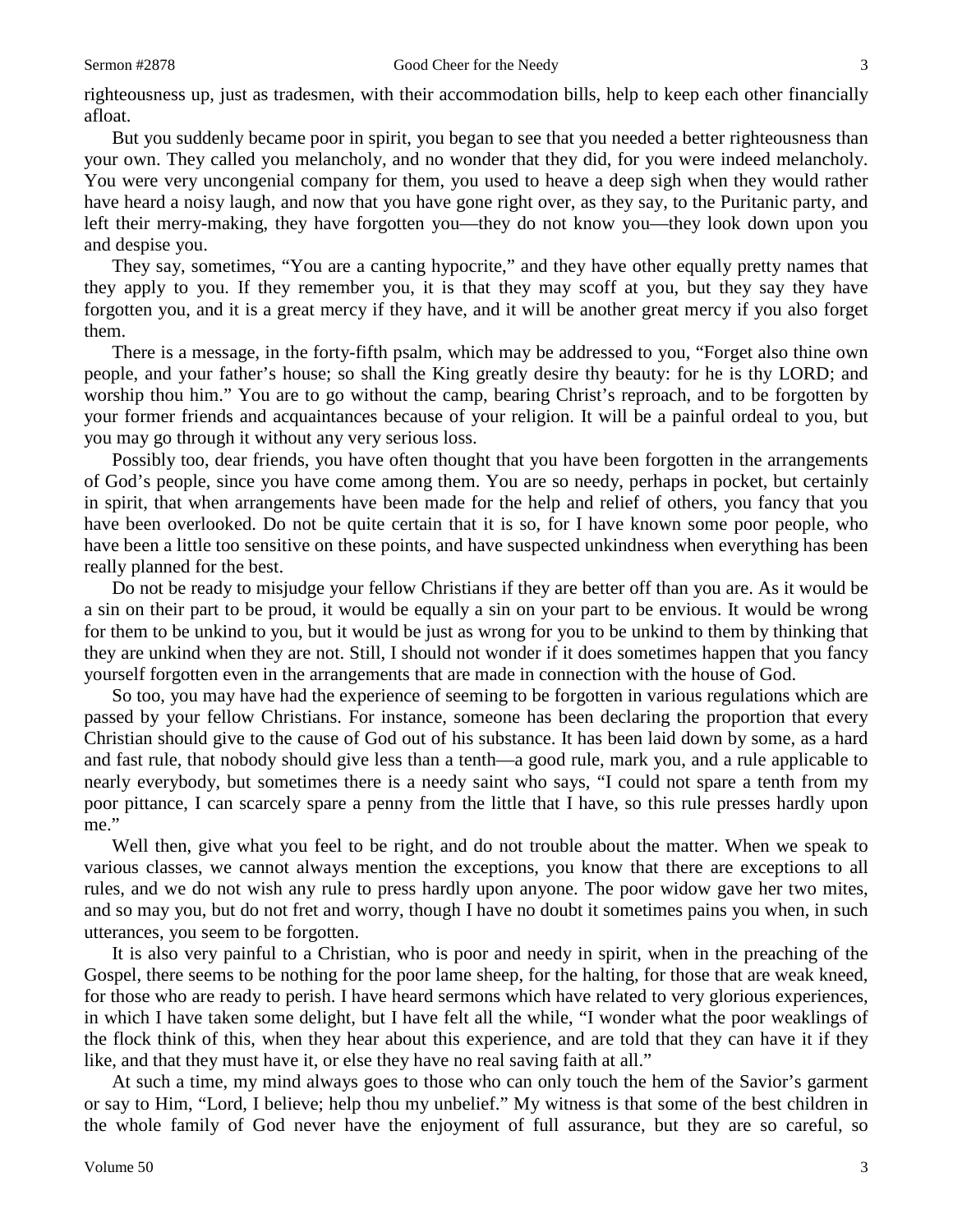righteousness up, just as tradesmen, with their accommodation bills, help to keep each other financially afloat.

But you suddenly became poor in spirit, you began to see that you needed a better righteousness than your own. They called you melancholy, and no wonder that they did, for you were indeed melancholy. You were very uncongenial company for them, you used to heave a deep sigh when they would rather have heard a noisy laugh, and now that you have gone right over, as they say, to the Puritanic party, and left their merry-making, they have forgotten you—they do not know you—they look down upon you and despise you.

They say, sometimes, "You are a canting hypocrite," and they have other equally pretty names that they apply to you. If they remember you, it is that they may scoff at you, but they say they have forgotten you, and it is a great mercy if they have, and it will be another great mercy if you also forget them.

There is a message, in the forty-fifth psalm, which may be addressed to you, "Forget also thine own people, and your father's house; so shall the King greatly desire thy beauty: for he is thy LORD; and worship thou him." You are to go without the camp, bearing Christ's reproach, and to be forgotten by your former friends and acquaintances because of your religion. It will be a painful ordeal to you, but you may go through it without any very serious loss.

Possibly too, dear friends, you have often thought that you have been forgotten in the arrangements of God's people, since you have come among them. You are so needy, perhaps in pocket, but certainly in spirit, that when arrangements have been made for the help and relief of others, you fancy that you have been overlooked. Do not be quite certain that it is so, for I have known some poor people, who have been a little too sensitive on these points, and have suspected unkindness when everything has been really planned for the best.

Do not be ready to misjudge your fellow Christians if they are better off than you are. As it would be a sin on their part to be proud, it would be equally a sin on your part to be envious. It would be wrong for them to be unkind to you, but it would be just as wrong for you to be unkind to them by thinking that they are unkind when they are not. Still, I should not wonder if it does sometimes happen that you fancy yourself forgotten even in the arrangements that are made in connection with the house of God.

So too, you may have had the experience of seeming to be forgotten in various regulations which are passed by your fellow Christians. For instance, someone has been declaring the proportion that every Christian should give to the cause of God out of his substance. It has been laid down by some, as a hard and fast rule, that nobody should give less than a tenth—a good rule, mark you, and a rule applicable to nearly everybody, but sometimes there is a needy saint who says, "I could not spare a tenth from my poor pittance, I can scarcely spare a penny from the little that I have, so this rule presses hardly upon me."

Well then, give what you feel to be right, and do not trouble about the matter. When we speak to various classes, we cannot always mention the exceptions, you know that there are exceptions to all rules, and we do not wish any rule to press hardly upon anyone. The poor widow gave her two mites, and so may you, but do not fret and worry, though I have no doubt it sometimes pains you when, in such utterances, you seem to be forgotten.

It is also very painful to a Christian, who is poor and needy in spirit, when in the preaching of the Gospel, there seems to be nothing for the poor lame sheep, for the halting, for those that are weak kneed, for those who are ready to perish. I have heard sermons which have related to very glorious experiences, in which I have taken some delight, but I have felt all the while, "I wonder what the poor weaklings of the flock think of this, when they hear about this experience, and are told that they can have it if they like, and that they must have it, or else they have no real saving faith at all."

At such a time, my mind always goes to those who can only touch the hem of the Savior's garment or say to Him, "Lord, I believe; help thou my unbelief." My witness is that some of the best children in the whole family of God never have the enjoyment of full assurance, but they are so careful, so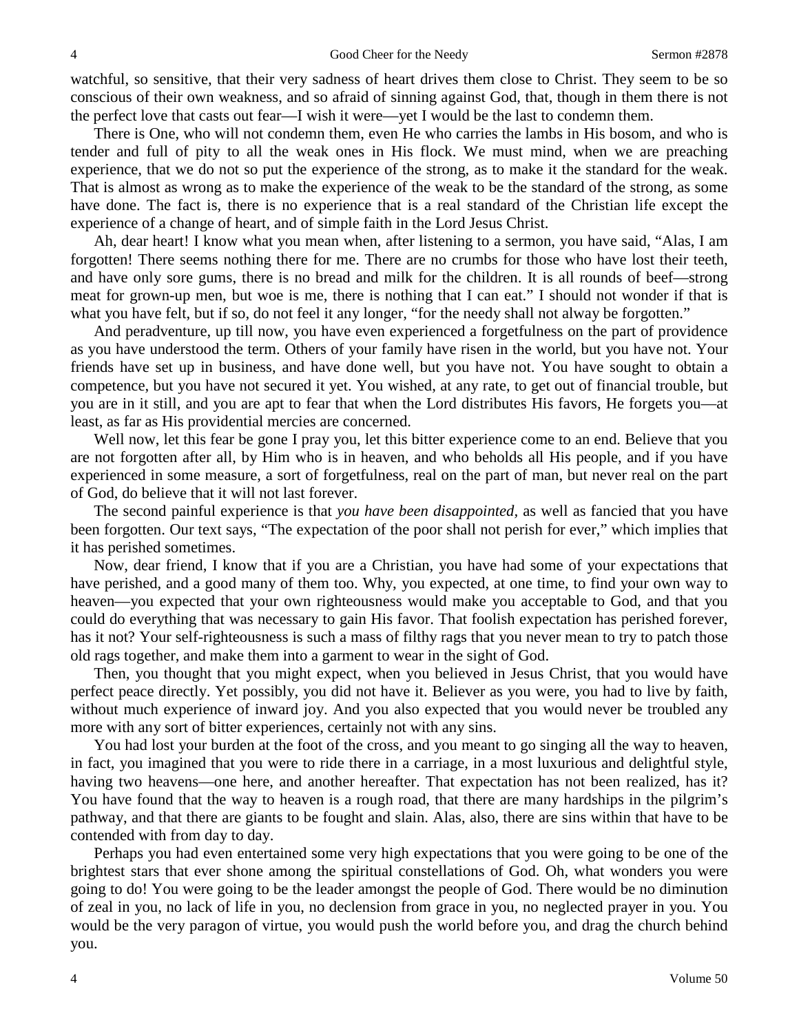watchful, so sensitive, that their very sadness of heart drives them close to Christ. They seem to be so conscious of their own weakness, and so afraid of sinning against God, that, though in them there is not the perfect love that casts out fear—I wish it were—yet I would be the last to condemn them.

There is One, who will not condemn them, even He who carries the lambs in His bosom, and who is tender and full of pity to all the weak ones in His flock. We must mind, when we are preaching experience, that we do not so put the experience of the strong, as to make it the standard for the weak. That is almost as wrong as to make the experience of the weak to be the standard of the strong, as some have done. The fact is, there is no experience that is a real standard of the Christian life except the experience of a change of heart, and of simple faith in the Lord Jesus Christ.

Ah, dear heart! I know what you mean when, after listening to a sermon, you have said, "Alas, I am forgotten! There seems nothing there for me. There are no crumbs for those who have lost their teeth, and have only sore gums, there is no bread and milk for the children. It is all rounds of beef—strong meat for grown-up men, but woe is me, there is nothing that I can eat." I should not wonder if that is what you have felt, but if so, do not feel it any longer, "for the needy shall not alway be forgotten."

And peradventure, up till now, you have even experienced a forgetfulness on the part of providence as you have understood the term. Others of your family have risen in the world, but you have not. Your friends have set up in business, and have done well, but you have not. You have sought to obtain a competence, but you have not secured it yet. You wished, at any rate, to get out of financial trouble, but you are in it still, and you are apt to fear that when the Lord distributes His favors, He forgets you—at least, as far as His providential mercies are concerned.

Well now, let this fear be gone I pray you, let this bitter experience come to an end. Believe that you are not forgotten after all, by Him who is in heaven, and who beholds all His people, and if you have experienced in some measure, a sort of forgetfulness, real on the part of man, but never real on the part of God, do believe that it will not last forever.

The second painful experience is that *you have been disappointed*, as well as fancied that you have been forgotten. Our text says, "The expectation of the poor shall not perish for ever," which implies that it has perished sometimes.

Now, dear friend, I know that if you are a Christian, you have had some of your expectations that have perished, and a good many of them too. Why, you expected, at one time, to find your own way to heaven—you expected that your own righteousness would make you acceptable to God, and that you could do everything that was necessary to gain His favor. That foolish expectation has perished forever, has it not? Your self-righteousness is such a mass of filthy rags that you never mean to try to patch those old rags together, and make them into a garment to wear in the sight of God.

Then, you thought that you might expect, when you believed in Jesus Christ, that you would have perfect peace directly. Yet possibly, you did not have it. Believer as you were, you had to live by faith, without much experience of inward joy. And you also expected that you would never be troubled any more with any sort of bitter experiences, certainly not with any sins.

You had lost your burden at the foot of the cross, and you meant to go singing all the way to heaven, in fact, you imagined that you were to ride there in a carriage, in a most luxurious and delightful style, having two heavens—one here, and another hereafter. That expectation has not been realized, has it? You have found that the way to heaven is a rough road, that there are many hardships in the pilgrim's pathway, and that there are giants to be fought and slain. Alas, also, there are sins within that have to be contended with from day to day.

Perhaps you had even entertained some very high expectations that you were going to be one of the brightest stars that ever shone among the spiritual constellations of God. Oh, what wonders you were going to do! You were going to be the leader amongst the people of God. There would be no diminution of zeal in you, no lack of life in you, no declension from grace in you, no neglected prayer in you. You would be the very paragon of virtue, you would push the world before you, and drag the church behind you.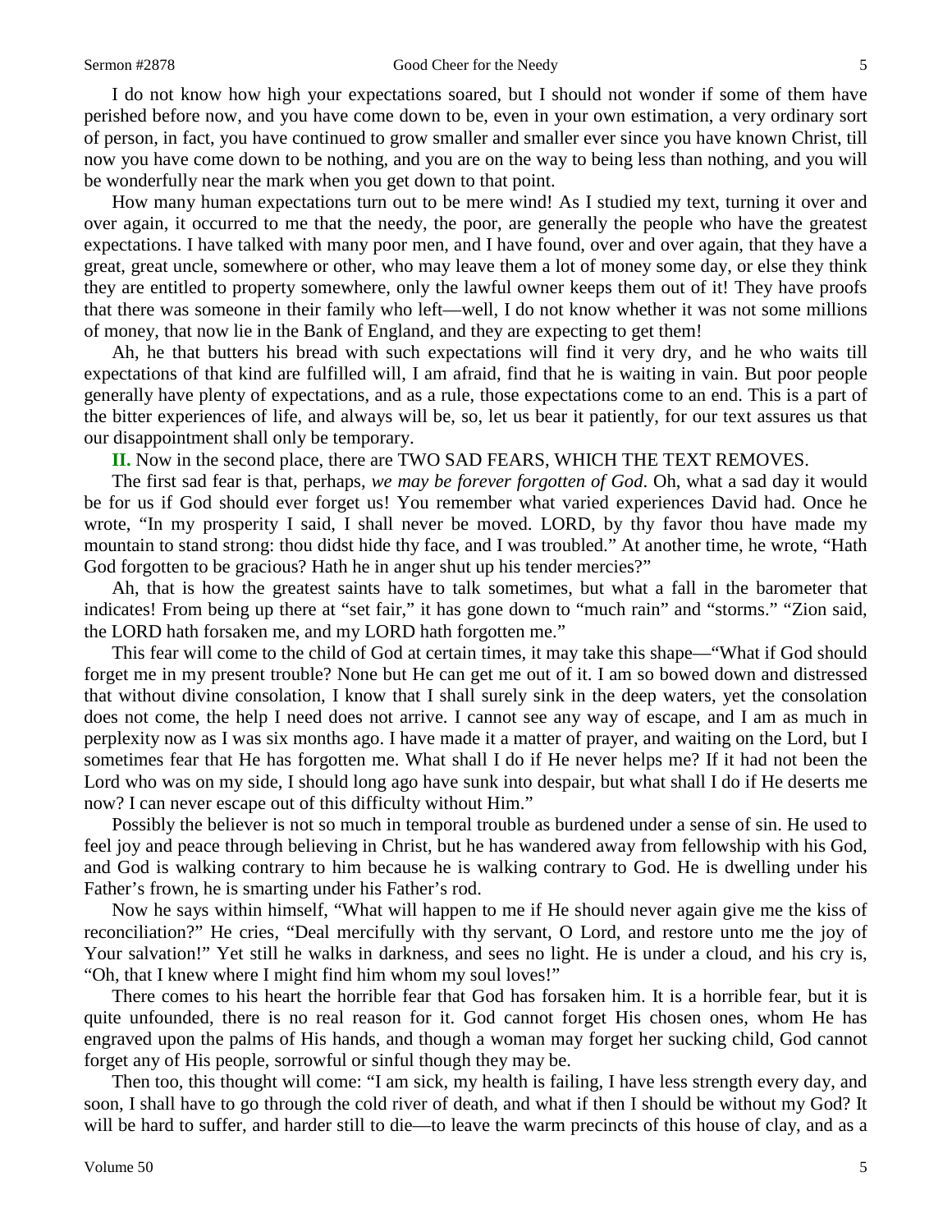I do not know how high your expectations soared, but I should not wonder if some of them have perished before now, and you have come down to be, even in your own estimation, a very ordinary sort of person, in fact, you have continued to grow smaller and smaller ever since you have known Christ, till now you have come down to be nothing, and you are on the way to being less than nothing, and you will be wonderfully near the mark when you get down to that point.

How many human expectations turn out to be mere wind! As I studied my text, turning it over and over again, it occurred to me that the needy, the poor, are generally the people who have the greatest expectations. I have talked with many poor men, and I have found, over and over again, that they have a great, great uncle, somewhere or other, who may leave them a lot of money some day, or else they think they are entitled to property somewhere, only the lawful owner keeps them out of it! They have proofs that there was someone in their family who left—well, I do not know whether it was not some millions of money, that now lie in the Bank of England, and they are expecting to get them!

Ah, he that butters his bread with such expectations will find it very dry, and he who waits till expectations of that kind are fulfilled will, I am afraid, find that he is waiting in vain. But poor people generally have plenty of expectations, and as a rule, those expectations come to an end. This is a part of the bitter experiences of life, and always will be, so, let us bear it patiently, for our text assures us that our disappointment shall only be temporary.

**II.** Now in the second place, there are TWO SAD FEARS, WHICH THE TEXT REMOVES.

The first sad fear is that, perhaps, *we may be forever forgotten of God*. Oh, what a sad day it would be for us if God should ever forget us! You remember what varied experiences David had. Once he wrote, "In my prosperity I said, I shall never be moved. LORD, by thy favor thou have made my mountain to stand strong: thou didst hide thy face, and I was troubled." At another time, he wrote, "Hath God forgotten to be gracious? Hath he in anger shut up his tender mercies?"

Ah, that is how the greatest saints have to talk sometimes, but what a fall in the barometer that indicates! From being up there at "set fair," it has gone down to "much rain" and "storms." "Zion said, the LORD hath forsaken me, and my LORD hath forgotten me."

This fear will come to the child of God at certain times, it may take this shape—"What if God should forget me in my present trouble? None but He can get me out of it. I am so bowed down and distressed that without divine consolation, I know that I shall surely sink in the deep waters, yet the consolation does not come, the help I need does not arrive. I cannot see any way of escape, and I am as much in perplexity now as I was six months ago. I have made it a matter of prayer, and waiting on the Lord, but I sometimes fear that He has forgotten me. What shall I do if He never helps me? If it had not been the Lord who was on my side, I should long ago have sunk into despair, but what shall I do if He deserts me now? I can never escape out of this difficulty without Him."

Possibly the believer is not so much in temporal trouble as burdened under a sense of sin. He used to feel joy and peace through believing in Christ, but he has wandered away from fellowship with his God, and God is walking contrary to him because he is walking contrary to God. He is dwelling under his Father's frown, he is smarting under his Father's rod.

Now he says within himself, "What will happen to me if He should never again give me the kiss of reconciliation?" He cries, "Deal mercifully with thy servant, O Lord, and restore unto me the joy of Your salvation!" Yet still he walks in darkness, and sees no light. He is under a cloud, and his cry is, "Oh, that I knew where I might find him whom my soul loves!"

There comes to his heart the horrible fear that God has forsaken him. It is a horrible fear, but it is quite unfounded, there is no real reason for it. God cannot forget His chosen ones, whom He has engraved upon the palms of His hands, and though a woman may forget her sucking child, God cannot forget any of His people, sorrowful or sinful though they may be.

Then too, this thought will come: "I am sick, my health is failing, I have less strength every day, and soon, I shall have to go through the cold river of death, and what if then I should be without my God? It will be hard to suffer, and harder still to die—to leave the warm precincts of this house of clay, and as a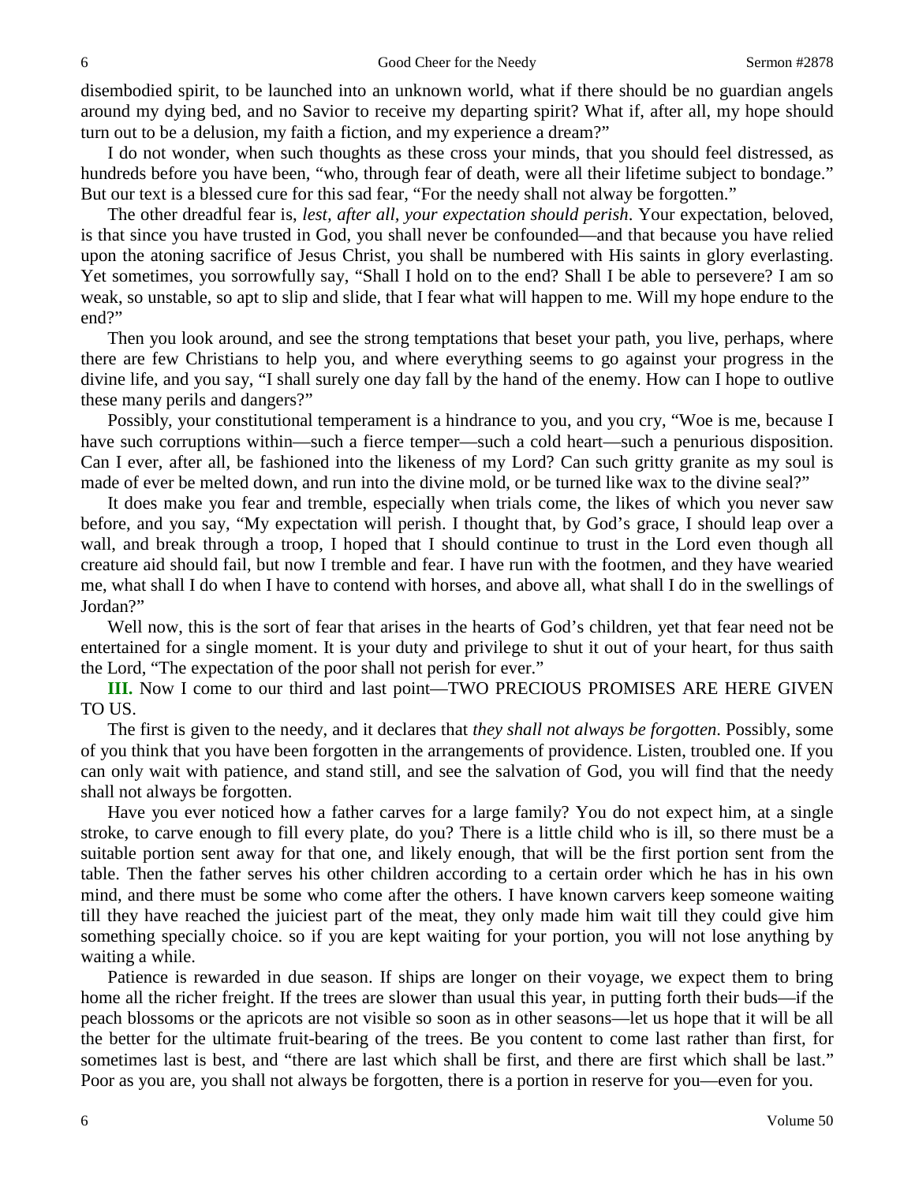disembodied spirit, to be launched into an unknown world, what if there should be no guardian angels around my dying bed, and no Savior to receive my departing spirit? What if, after all, my hope should turn out to be a delusion, my faith a fiction, and my experience a dream?"

I do not wonder, when such thoughts as these cross your minds, that you should feel distressed, as hundreds before you have been, "who, through fear of death, were all their lifetime subject to bondage." But our text is a blessed cure for this sad fear, "For the needy shall not alway be forgotten."

The other dreadful fear is, *lest, after all, your expectation should perish*. Your expectation, beloved, is that since you have trusted in God, you shall never be confounded—and that because you have relied upon the atoning sacrifice of Jesus Christ, you shall be numbered with His saints in glory everlasting. Yet sometimes, you sorrowfully say, "Shall I hold on to the end? Shall I be able to persevere? I am so weak, so unstable, so apt to slip and slide, that I fear what will happen to me. Will my hope endure to the end?"

Then you look around, and see the strong temptations that beset your path, you live, perhaps, where there are few Christians to help you, and where everything seems to go against your progress in the divine life, and you say, "I shall surely one day fall by the hand of the enemy. How can I hope to outlive these many perils and dangers?"

Possibly, your constitutional temperament is a hindrance to you, and you cry, "Woe is me, because I have such corruptions within—such a fierce temper—such a cold heart—such a penurious disposition. Can I ever, after all, be fashioned into the likeness of my Lord? Can such gritty granite as my soul is made of ever be melted down, and run into the divine mold, or be turned like wax to the divine seal?"

It does make you fear and tremble, especially when trials come, the likes of which you never saw before, and you say, "My expectation will perish. I thought that, by God's grace, I should leap over a wall, and break through a troop, I hoped that I should continue to trust in the Lord even though all creature aid should fail, but now I tremble and fear. I have run with the footmen, and they have wearied me, what shall I do when I have to contend with horses, and above all, what shall I do in the swellings of Jordan?"

Well now, this is the sort of fear that arises in the hearts of God's children, yet that fear need not be entertained for a single moment. It is your duty and privilege to shut it out of your heart, for thus saith the Lord, "The expectation of the poor shall not perish for ever."

**III.** Now I come to our third and last point—TWO PRECIOUS PROMISES ARE HERE GIVEN TO US.

The first is given to the needy, and it declares that *they shall not always be forgotten*. Possibly, some of you think that you have been forgotten in the arrangements of providence. Listen, troubled one. If you can only wait with patience, and stand still, and see the salvation of God, you will find that the needy shall not always be forgotten.

Have you ever noticed how a father carves for a large family? You do not expect him, at a single stroke, to carve enough to fill every plate, do you? There is a little child who is ill, so there must be a suitable portion sent away for that one, and likely enough, that will be the first portion sent from the table. Then the father serves his other children according to a certain order which he has in his own mind, and there must be some who come after the others. I have known carvers keep someone waiting till they have reached the juiciest part of the meat, they only made him wait till they could give him something specially choice. so if you are kept waiting for your portion, you will not lose anything by waiting a while.

Patience is rewarded in due season. If ships are longer on their voyage, we expect them to bring home all the richer freight. If the trees are slower than usual this year, in putting forth their buds—if the peach blossoms or the apricots are not visible so soon as in other seasons—let us hope that it will be all the better for the ultimate fruit-bearing of the trees. Be you content to come last rather than first, for sometimes last is best, and "there are last which shall be first, and there are first which shall be last." Poor as you are, you shall not always be forgotten, there is a portion in reserve for you—even for you.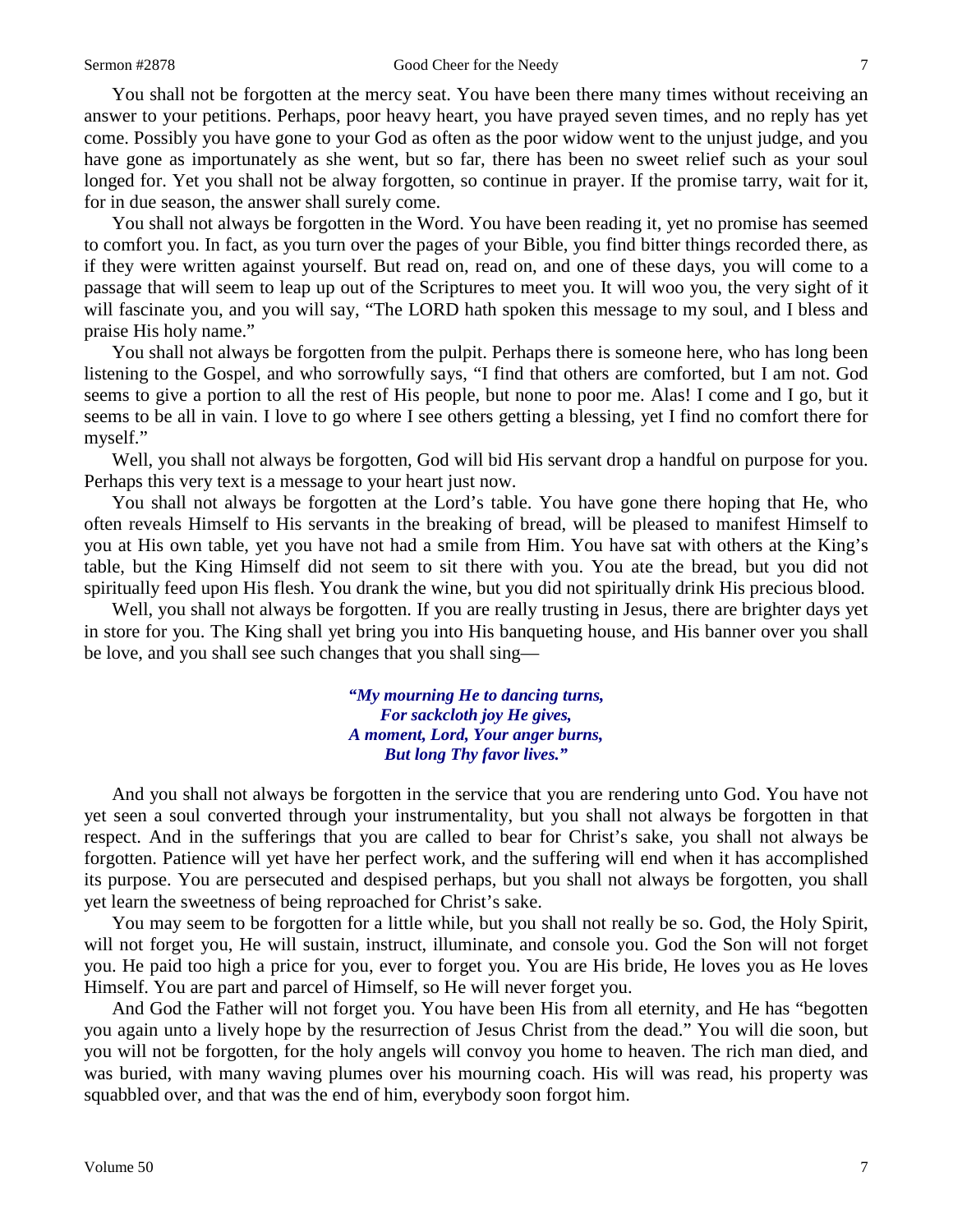You shall not be forgotten at the mercy seat. You have been there many times without receiving an answer to your petitions. Perhaps, poor heavy heart, you have prayed seven times, and no reply has yet come. Possibly you have gone to your God as often as the poor widow went to the unjust judge, and you have gone as importunately as she went, but so far, there has been no sweet relief such as your soul longed for. Yet you shall not be alway forgotten, so continue in prayer. If the promise tarry, wait for it, for in due season, the answer shall surely come.

You shall not always be forgotten in the Word. You have been reading it, yet no promise has seemed to comfort you. In fact, as you turn over the pages of your Bible, you find bitter things recorded there, as if they were written against yourself. But read on, read on, and one of these days, you will come to a passage that will seem to leap up out of the Scriptures to meet you. It will woo you, the very sight of it will fascinate you, and you will say, "The LORD hath spoken this message to my soul, and I bless and praise His holy name."

You shall not always be forgotten from the pulpit. Perhaps there is someone here, who has long been listening to the Gospel, and who sorrowfully says, "I find that others are comforted, but I am not. God seems to give a portion to all the rest of His people, but none to poor me. Alas! I come and I go, but it seems to be all in vain. I love to go where I see others getting a blessing, yet I find no comfort there for myself."

Well, you shall not always be forgotten, God will bid His servant drop a handful on purpose for you. Perhaps this very text is a message to your heart just now.

You shall not always be forgotten at the Lord's table. You have gone there hoping that He, who often reveals Himself to His servants in the breaking of bread, will be pleased to manifest Himself to you at His own table, yet you have not had a smile from Him. You have sat with others at the King's table, but the King Himself did not seem to sit there with you. You ate the bread, but you did not spiritually feed upon His flesh. You drank the wine, but you did not spiritually drink His precious blood.

Well, you shall not always be forgotten. If you are really trusting in Jesus, there are brighter days yet in store for you. The King shall yet bring you into His banqueting house, and His banner over you shall be love, and you shall see such changes that you shall sing—

> ***"My mourning He to dancing turns,***
> ***For sackcloth joy He gives,***
> ***A moment, Lord, Your anger burns,***
> ***But long Thy favor lives."***

And you shall not always be forgotten in the service that you are rendering unto God. You have not yet seen a soul converted through your instrumentality, but you shall not always be forgotten in that respect. And in the sufferings that you are called to bear for Christ's sake, you shall not always be forgotten. Patience will yet have her perfect work, and the suffering will end when it has accomplished its purpose. You are persecuted and despised perhaps, but you shall not always be forgotten, you shall yet learn the sweetness of being reproached for Christ's sake.

You may seem to be forgotten for a little while, but you shall not really be so. God, the Holy Spirit, will not forget you, He will sustain, instruct, illuminate, and console you. God the Son will not forget you. He paid too high a price for you, ever to forget you. You are His bride, He loves you as He loves Himself. You are part and parcel of Himself, so He will never forget you.

And God the Father will not forget you. You have been His from all eternity, and He has "begotten you again unto a lively hope by the resurrection of Jesus Christ from the dead." You will die soon, but you will not be forgotten, for the holy angels will convoy you home to heaven. The rich man died, and was buried, with many waving plumes over his mourning coach. His will was read, his property was squabbled over, and that was the end of him, everybody soon forgot him.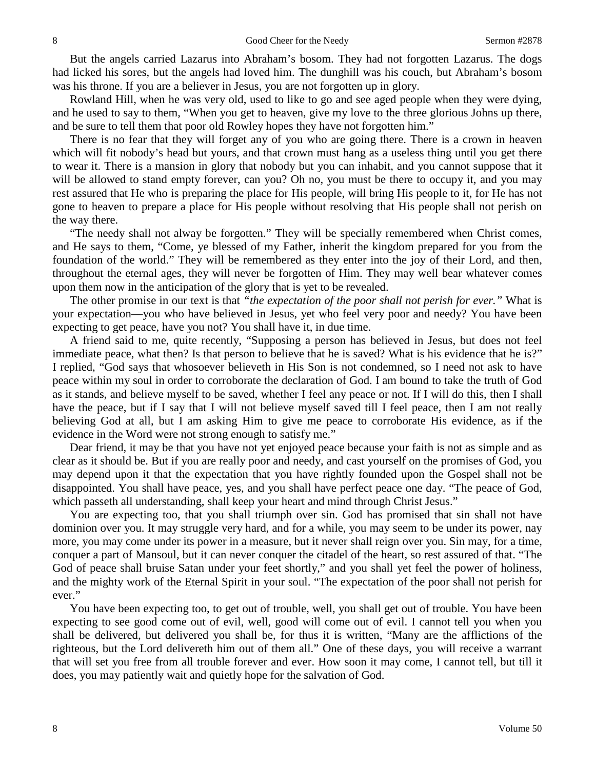But the angels carried Lazarus into Abraham's bosom. They had not forgotten Lazarus. The dogs had licked his sores, but the angels had loved him. The dunghill was his couch, but Abraham's bosom was his throne. If you are a believer in Jesus, you are not forgotten up in glory.

Rowland Hill, when he was very old, used to like to go and see aged people when they were dying, and he used to say to them, "When you get to heaven, give my love to the three glorious Johns up there, and be sure to tell them that poor old Rowley hopes they have not forgotten him."

There is no fear that they will forget any of you who are going there. There is a crown in heaven which will fit nobody's head but yours, and that crown must hang as a useless thing until you get there to wear it. There is a mansion in glory that nobody but you can inhabit, and you cannot suppose that it will be allowed to stand empty forever, can you? Oh no, you must be there to occupy it, and you may rest assured that He who is preparing the place for His people, will bring His people to it, for He has not gone to heaven to prepare a place for His people without resolving that His people shall not perish on the way there.

"The needy shall not alway be forgotten." They will be specially remembered when Christ comes, and He says to them, "Come, ye blessed of my Father, inherit the kingdom prepared for you from the foundation of the world." They will be remembered as they enter into the joy of their Lord, and then, throughout the eternal ages, they will never be forgotten of Him. They may well bear whatever comes upon them now in the anticipation of the glory that is yet to be revealed.

The other promise in our text is that *"the expectation of the poor shall not perish for ever."* What is your expectation—you who have believed in Jesus, yet who feel very poor and needy? You have been expecting to get peace, have you not? You shall have it, in due time.

A friend said to me, quite recently, "Supposing a person has believed in Jesus, but does not feel immediate peace, what then? Is that person to believe that he is saved? What is his evidence that he is?" I replied, "God says that whosoever believeth in His Son is not condemned, so I need not ask to have peace within my soul in order to corroborate the declaration of God. I am bound to take the truth of God as it stands, and believe myself to be saved, whether I feel any peace or not. If I will do this, then I shall have the peace, but if I say that I will not believe myself saved till I feel peace, then I am not really believing God at all, but I am asking Him to give me peace to corroborate His evidence, as if the evidence in the Word were not strong enough to satisfy me."

Dear friend, it may be that you have not yet enjoyed peace because your faith is not as simple and as clear as it should be. But if you are really poor and needy, and cast yourself on the promises of God, you may depend upon it that the expectation that you have rightly founded upon the Gospel shall not be disappointed. You shall have peace, yes, and you shall have perfect peace one day. "The peace of God, which passeth all understanding, shall keep your heart and mind through Christ Jesus."

You are expecting too, that you shall triumph over sin. God has promised that sin shall not have dominion over you. It may struggle very hard, and for a while, you may seem to be under its power, nay more, you may come under its power in a measure, but it never shall reign over you. Sin may, for a time, conquer a part of Mansoul, but it can never conquer the citadel of the heart, so rest assured of that. "The God of peace shall bruise Satan under your feet shortly," and you shall yet feel the power of holiness, and the mighty work of the Eternal Spirit in your soul. "The expectation of the poor shall not perish for ever."

You have been expecting too, to get out of trouble, well, you shall get out of trouble. You have been expecting to see good come out of evil, well, good will come out of evil. I cannot tell you when you shall be delivered, but delivered you shall be, for thus it is written, "Many are the afflictions of the righteous, but the Lord delivereth him out of them all." One of these days, you will receive a warrant that will set you free from all trouble forever and ever. How soon it may come, I cannot tell, but till it does, you may patiently wait and quietly hope for the salvation of God.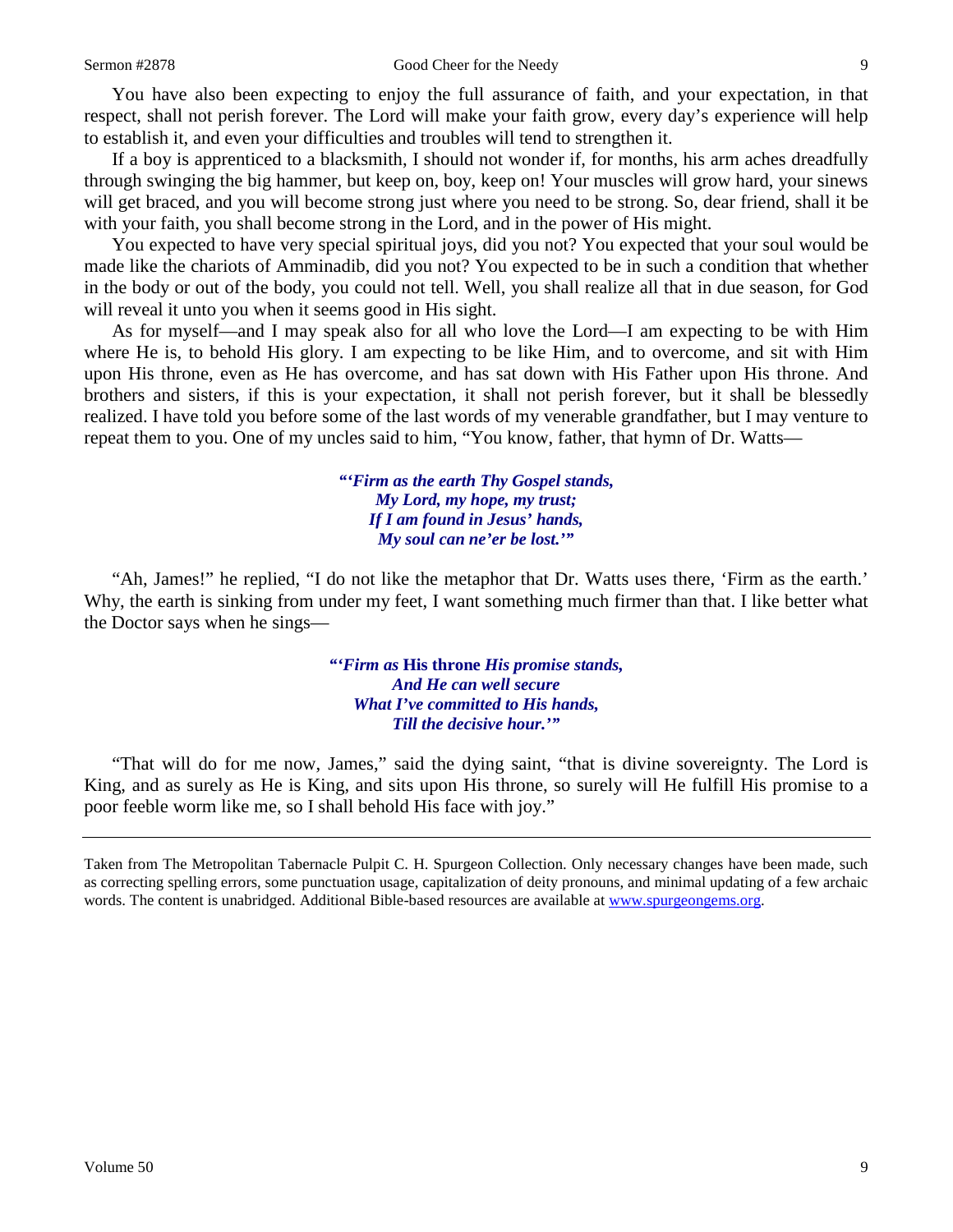You have also been expecting to enjoy the full assurance of faith, and your expectation, in that respect, shall not perish forever. The Lord will make your faith grow, every day's experience will help to establish it, and even your difficulties and troubles will tend to strengthen it.

If a boy is apprenticed to a blacksmith, I should not wonder if, for months, his arm aches dreadfully through swinging the big hammer, but keep on, boy, keep on! Your muscles will grow hard, your sinews will get braced, and you will become strong just where you need to be strong. So, dear friend, shall it be with your faith, you shall become strong in the Lord, and in the power of His might.

You expected to have very special spiritual joys, did you not? You expected that your soul would be made like the chariots of Amminadib, did you not? You expected to be in such a condition that whether in the body or out of the body, you could not tell. Well, you shall realize all that in due season, for God will reveal it unto you when it seems good in His sight.

As for myself—and I may speak also for all who love the Lord—I am expecting to be with Him where He is, to behold His glory. I am expecting to be like Him, and to overcome, and sit with Him upon His throne, even as He has overcome, and has sat down with His Father upon His throne. And brothers and sisters, if this is your expectation, it shall not perish forever, but it shall be blessedly realized. I have told you before some of the last words of my venerable grandfather, but I may venture to repeat them to you. One of my uncles said to him, "You know, father, that hymn of Dr. Watts—

> ***"'Firm as the earth Thy Gospel stands,***
> ***My Lord, my hope, my trust;***
> ***If I am found in Jesus' hands,***
> ***My soul can ne'er be lost.'"***

"Ah, James!" he replied, "I do not like the metaphor that Dr. Watts uses there, 'Firm as the earth.' Why, the earth is sinking from under my feet, I want something much firmer than that. I like better what the Doctor says when he sings—

> ***"'Firm as* His throne *His promise stands,***
> ***And He can well secure***
> ***What I've committed to His hands,***
> ***Till the decisive hour.'"***

"That will do for me now, James," said the dying saint, "that is divine sovereignty. The Lord is King, and as surely as He is King, and sits upon His throne, so surely will He fulfill His promise to a poor feeble worm like me, so I shall behold His face with joy."

---

Taken from The Metropolitan Tabernacle Pulpit C. H. Spurgeon Collection. Only necessary changes have been made, such as correcting spelling errors, some punctuation usage, capitalization of deity pronouns, and minimal updating of a few archaic words. The content is unabridged. Additional Bible-based resources are available at www.spurgeongems.org.